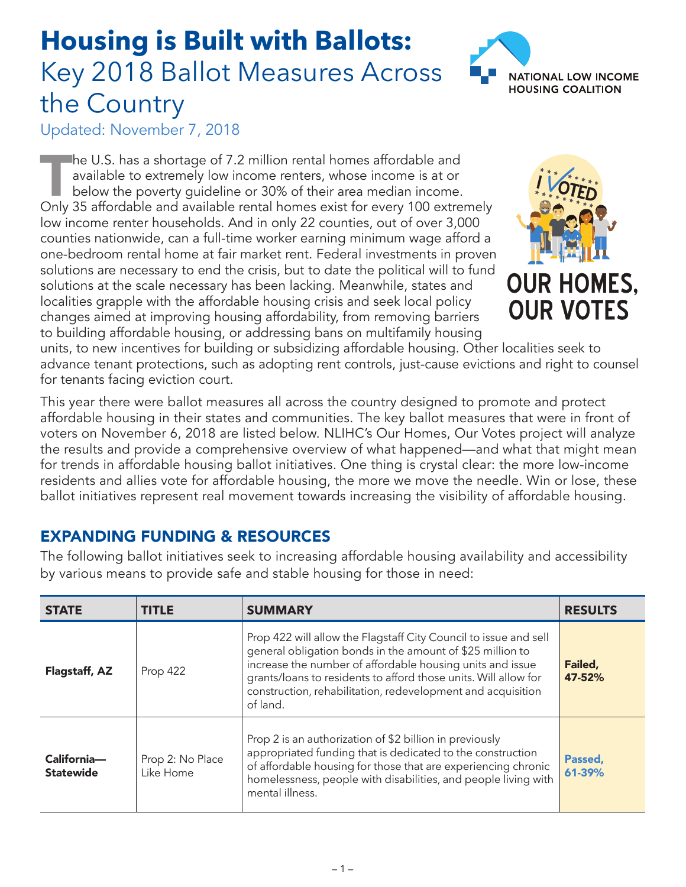# Housing is Built with Ballots: Key 2018 Ballot Measures Across the Country

Updated: November 7, 2018

NATIONAL LOW INCOME HOUSING COALITION

OUR HOMES, OUR VOTES

The U.S. has a shortage of 7.2 million rental homes affordable and available to extremely low income renters, whose income is at or below the poverty guideline or 30% of their area median income. Only 35 affordable and available rental homes exist for every 100 extremely low income renter households. And in only 22 counties, out of over 3,000 counties nationwide, can a full-time worker earning minimum wage afford a one-bedroom rental home at fair market rent. Federal investments in proven solutions are necessary to end the crisis, but to date the political will to fund solutions at the scale necessary has been lacking. Meanwhile, states and localities grapple with the affordable housing crisis and seek local policy changes aimed at improving housing affordability, from removing barriers to building affordable housing, or addressing bans on multifamily housing units, to new incentives for building or subsidizing affordable housing. Other localities seek to advance tenant protections, such as adopting rent controls, just-cause evictions and right to counsel for tenants facing eviction court.

This year there were ballot measures all across the country designed to promote and protect affordable housing in their states and communities. The key ballot measures that were in front of voters on November 6, 2018 are listed below. NLIHC's Our Homes, Our Votes project will analyze the results and provide a comprehensive overview of what happened—and what that might mean for trends in affordable housing ballot initiatives. One thing is crystal clear: the more low-income residents and allies vote for affordable housing, the more we move the needle. Win or lose, these ballot initiatives represent real movement towards increasing the visibility of affordable housing.

## EXPANDING FUNDING & RESOURCES

The following ballot initiatives seek to increasing affordable housing availability and accessibility by various means to provide safe and stable housing for those in need:

| STATE | TITLE | SUMMARY | RESULTS |
|---|---|---|---|
| **Flagstaff, AZ** | Prop 422 | Prop 422 will allow the Flagstaff City Council to issue and sell general obligation bonds in the amount of $25 million to increase the number of affordable housing units and issue grants/loans to residents to afford those units. Will allow for construction, rehabilitation, redevelopment and acquisition of land. | **Failed, 47-52%** |
| **California—Statewide** | Prop 2: No Place Like Home | Prop 2 is an authorization of $2 billion in previously appropriated funding that is dedicated to the construction of affordable housing for those that are experiencing chronic homelessness, people with disabilities, and people living with mental illness. | **Passed, 61-39%** |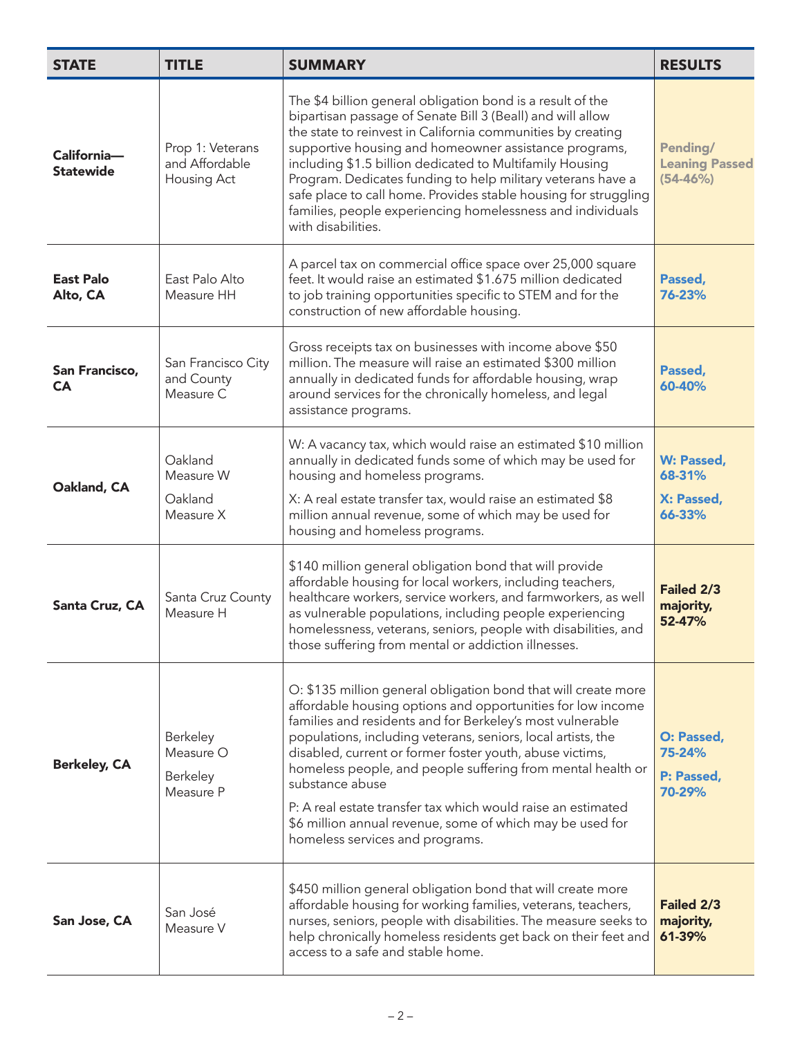| STATE | TITLE | SUMMARY | RESULTS |
|---|---|---|---|
| **California—Statewide** | Prop 1: Veterans and Affordable Housing Act | The $4 billion general obligation bond is a result of the bipartisan passage of Senate Bill 3 (Beall) and will allow the state to reinvest in California communities by creating supportive housing and homeowner assistance programs, including $1.5 billion dedicated to Multifamily Housing Program. Dedicates funding to help military veterans have a safe place to call home. Provides stable housing for struggling families, people experiencing homelessness and individuals with disabilities. | **Pending/ Leaning Passed (54-46%)** |
| **East Palo Alto, CA** | East Palo Alto Measure HH | A parcel tax on commercial office space over 25,000 square feet. It would raise an estimated $1.675 million dedicated to job training opportunities specific to STEM and for the construction of new affordable housing. | **Passed, 76-23%** |
| **San Francisco, CA** | San Francisco City and County Measure C | Gross receipts tax on businesses with income above $50 million. The measure will raise an estimated $300 million annually in dedicated funds for affordable housing, wrap around services for the chronically homeless, and legal assistance programs. | **Passed, 60-40%** |
| **Oakland, CA** | Oakland Measure W<br><br>Oakland Measure X | W: A vacancy tax, which would raise an estimated $10 million annually in dedicated funds some of which may be used for housing and homeless programs.<br><br>X: A real estate transfer tax, would raise an estimated $8 million annual revenue, some of which may be used for housing and homeless programs. | **W: Passed, 68-31%**<br><br>**X: Passed, 66-33%** |
| **Santa Cruz, CA** | Santa Cruz County Measure H | $140 million general obligation bond that will provide affordable housing for local workers, including teachers, healthcare workers, service workers, and farmworkers, as well as vulnerable populations, including people experiencing homelessness, veterans, seniors, people with disabilities, and those suffering from mental or addiction illnesses. | **Failed 2/3 majority, 52-47%** |
| **Berkeley, CA** | Berkeley Measure O<br><br>Berkeley Measure P | O: $135 million general obligation bond that will create more affordable housing options and opportunities for low income families and residents and for Berkeley's most vulnerable populations, including veterans, seniors, local artists, the disabled, current or former foster youth, abuse victims, homeless people, and people suffering from mental health or substance abuse<br><br>P: A real estate transfer tax which would raise an estimated $6 million annual revenue, some of which may be used for homeless services and programs. | **O: Passed, 75-24%**<br><br>**P: Passed, 70-29%** |
| **San Jose, CA** | San José Measure V | $450 million general obligation bond that will create more affordable housing for working families, veterans, teachers, nurses, seniors, people with disabilities. The measure seeks to help chronically homeless residents get back on their feet and access to a safe and stable home. | **Failed 2/3 majority, 61-39%** |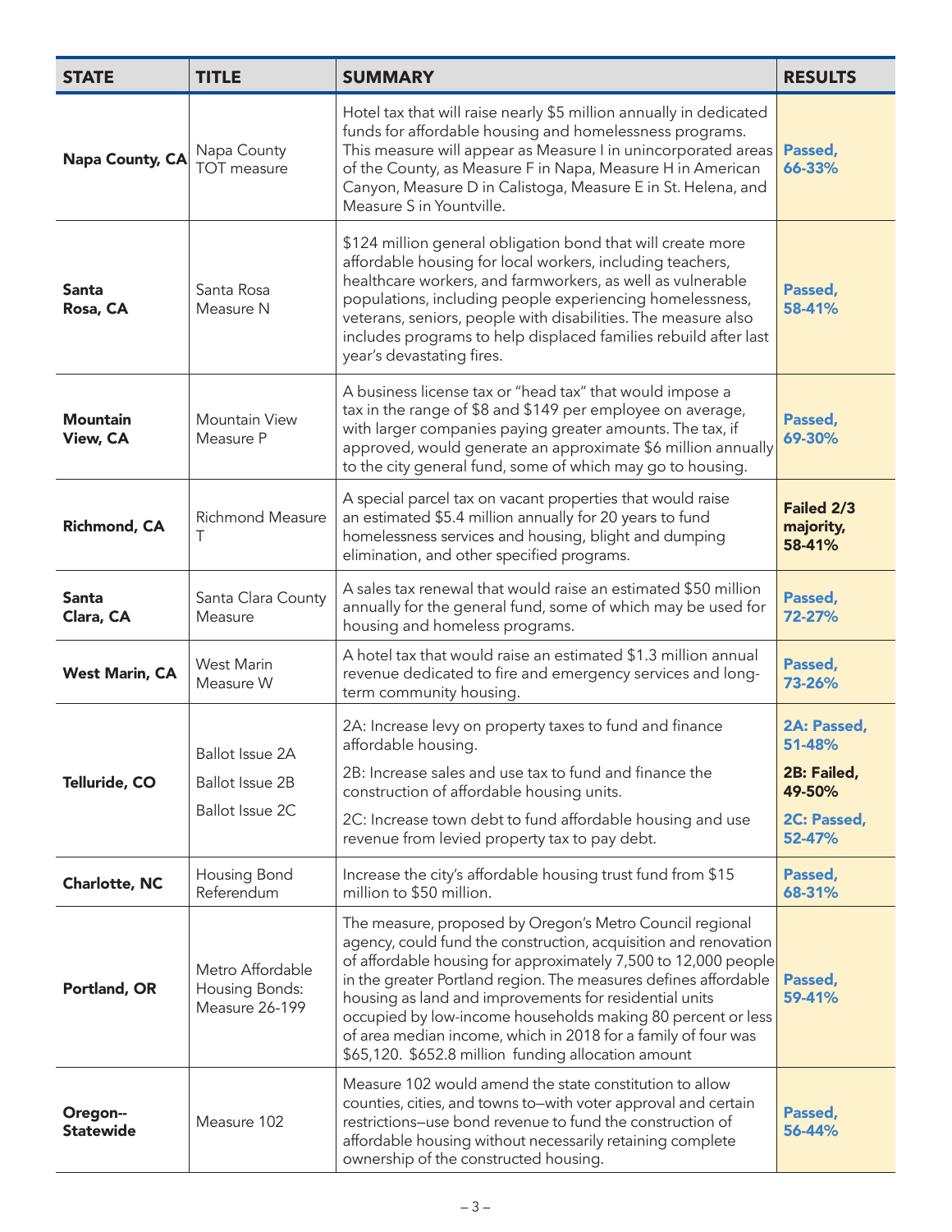| STATE | TITLE | SUMMARY | RESULTS |
|---|---|---|---|
| **Napa County, CA** | Napa County TOT measure | Hotel tax that will raise nearly $5 million annually in dedicated funds for affordable housing and homelessness programs. This measure will appear as Measure I in unincorporated areas of the County, as Measure F in Napa, Measure H in American Canyon, Measure D in Calistoga, Measure E in St. Helena, and Measure S in Yountville. | **Passed, 66-33%** |
| **Santa Rosa, CA** | Santa Rosa Measure N | $124 million general obligation bond that will create more affordable housing for local workers, including teachers, healthcare workers, and farmworkers, as well as vulnerable populations, including people experiencing homelessness, veterans, seniors, people with disabilities. The measure also includes programs to help displaced families rebuild after last year's devastating fires. | **Passed, 58-41%** |
| **Mountain View, CA** | Mountain View Measure P | A business license tax or "head tax" that would impose a tax in the range of $8 and $149 per employee on average, with larger companies paying greater amounts. The tax, if approved, would generate an approximate $6 million annually to the city general fund, some of which may go to housing. | **Passed, 69-30%** |
| **Richmond, CA** | Richmond Measure T | A special parcel tax on vacant properties that would raise an estimated $5.4 million annually for 20 years to fund homelessness services and housing, blight and dumping elimination, and other specified programs. | **Failed 2/3 majority, 58-41%** |
| **Santa Clara, CA** | Santa Clara County Measure | A sales tax renewal that would raise an estimated $50 million annually for the general fund, some of which may be used for housing and homeless programs. | **Passed, 72-27%** |
| **West Marin, CA** | West Marin Measure W | A hotel tax that would raise an estimated $1.3 million annual revenue dedicated to fire and emergency services and long-term community housing. | **Passed, 73-26%** |
| **Telluride, CO** | Ballot Issue 2A | 2A: Increase levy on property taxes to fund and finance affordable housing. | **2A: Passed, 51-48%** |
| | Ballot Issue 2B | 2B: Increase sales and use tax to fund and finance the construction of affordable housing units. | **2B: Failed, 49-50%** |
| | Ballot Issue 2C | 2C: Increase town debt to fund affordable housing and use revenue from levied property tax to pay debt. | **2C: Passed, 52-47%** |
| **Charlotte, NC** | Housing Bond Referendum | Increase the city's affordable housing trust fund from $15 million to $50 million. | **Passed, 68-31%** |
| **Portland, OR** | Metro Affordable Housing Bonds: Measure 26-199 | The measure, proposed by Oregon's Metro Council regional agency, could fund the construction, acquisition and renovation of affordable housing for approximately 7,500 to 12,000 people in the greater Portland region. The measures defines affordable housing as land and improvements for residential units occupied by low-income households making 80 percent or less of area median income, which in 2018 for a family of four was $65,120. $652.8 million funding allocation amount | **Passed, 59-41%** |
| **Oregon--Statewide** | Measure 102 | Measure 102 would amend the state constitution to allow counties, cities, and towns to—with voter approval and certain restrictions—use bond revenue to fund the construction of affordable housing without necessarily retaining complete ownership of the constructed housing. | **Passed, 56-44%** |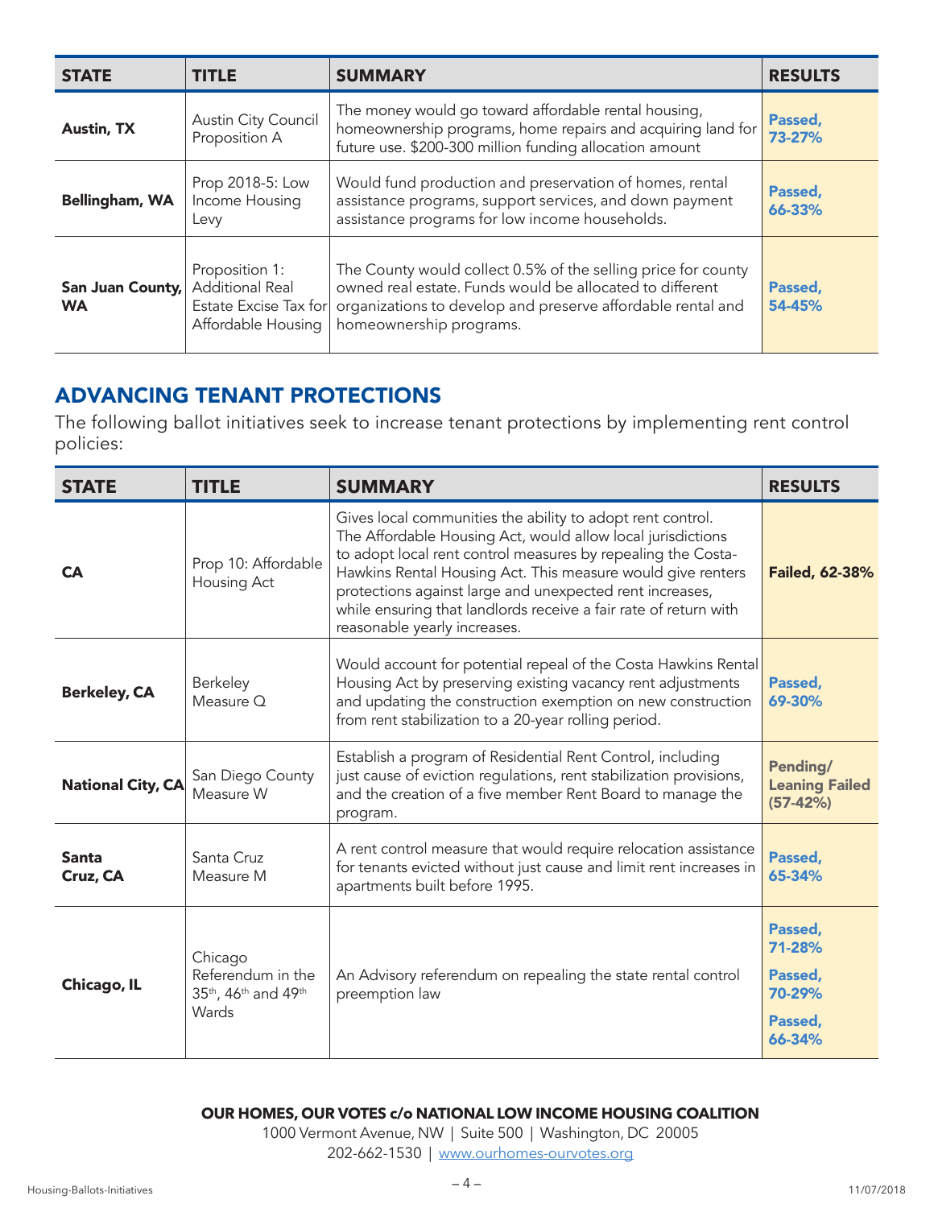| STATE | TITLE | SUMMARY | RESULTS |
|---|---|---|---|
| **Austin, TX** | Austin City Council Proposition A | The money would go toward affordable rental housing, homeownership programs, home repairs and acquiring land for future use. $200-300 million funding allocation amount | **Passed, 73-27%** |
| **Bellingham, WA** | Prop 2018-5: Low Income Housing Levy | Would fund production and preservation of homes, rental assistance programs, support services, and down payment assistance programs for low income households. | **Passed, 66-33%** |
| **San Juan County, WA** | Proposition 1: Additional Real Estate Excise Tax for Affordable Housing | The County would collect 0.5% of the selling price for county owned real estate. Funds would be allocated to different organizations to develop and preserve affordable rental and homeownership programs. | **Passed, 54-45%** |

## ADVANCING TENANT PROTECTIONS

The following ballot initiatives seek to increase tenant protections by implementing rent control policies:

| STATE | TITLE | SUMMARY | RESULTS |
|---|---|---|---|
| **CA** | Prop 10: Affordable Housing Act | Gives local communities the ability to adopt rent control. The Affordable Housing Act, would allow local jurisdictions to adopt local rent control measures by repealing the Costa-Hawkins Rental Housing Act. This measure would give renters protections against large and unexpected rent increases, while ensuring that landlords receive a fair rate of return with reasonable yearly increases. | **Failed, 62-38%** |
| **Berkeley, CA** | Berkeley Measure Q | Would account for potential repeal of the Costa Hawkins Rental Housing Act by preserving existing vacancy rent adjustments and updating the construction exemption on new construction from rent stabilization to a 20-year rolling period. | **Passed, 69-30%** |
| **National City, CA** | San Diego County Measure W | Establish a program of Residential Rent Control, including just cause of eviction regulations, rent stabilization provisions, and the creation of a five member Rent Board to manage the program. | **Pending/ Leaning Failed (57-42%)** |
| **Santa Cruz, CA** | Santa Cruz Measure M | A rent control measure that would require relocation assistance for tenants evicted without just cause and limit rent increases in apartments built before 1995. | **Passed, 65-34%** |
| **Chicago, IL** | Chicago Referendum in the 35th, 46th and 49th Wards | An Advisory referendum on repealing the state rental control preemption law | **Passed, 71-28%** **Passed, 70-29%** **Passed, 66-34%** |

**OUR HOMES, OUR VOTES c/o NATIONAL LOW INCOME HOUSING COALITION**
1000 Vermont Avenue, NW | Suite 500 | Washington, DC 20005
202-662-1530 | www.ourhomes-ourvotes.org